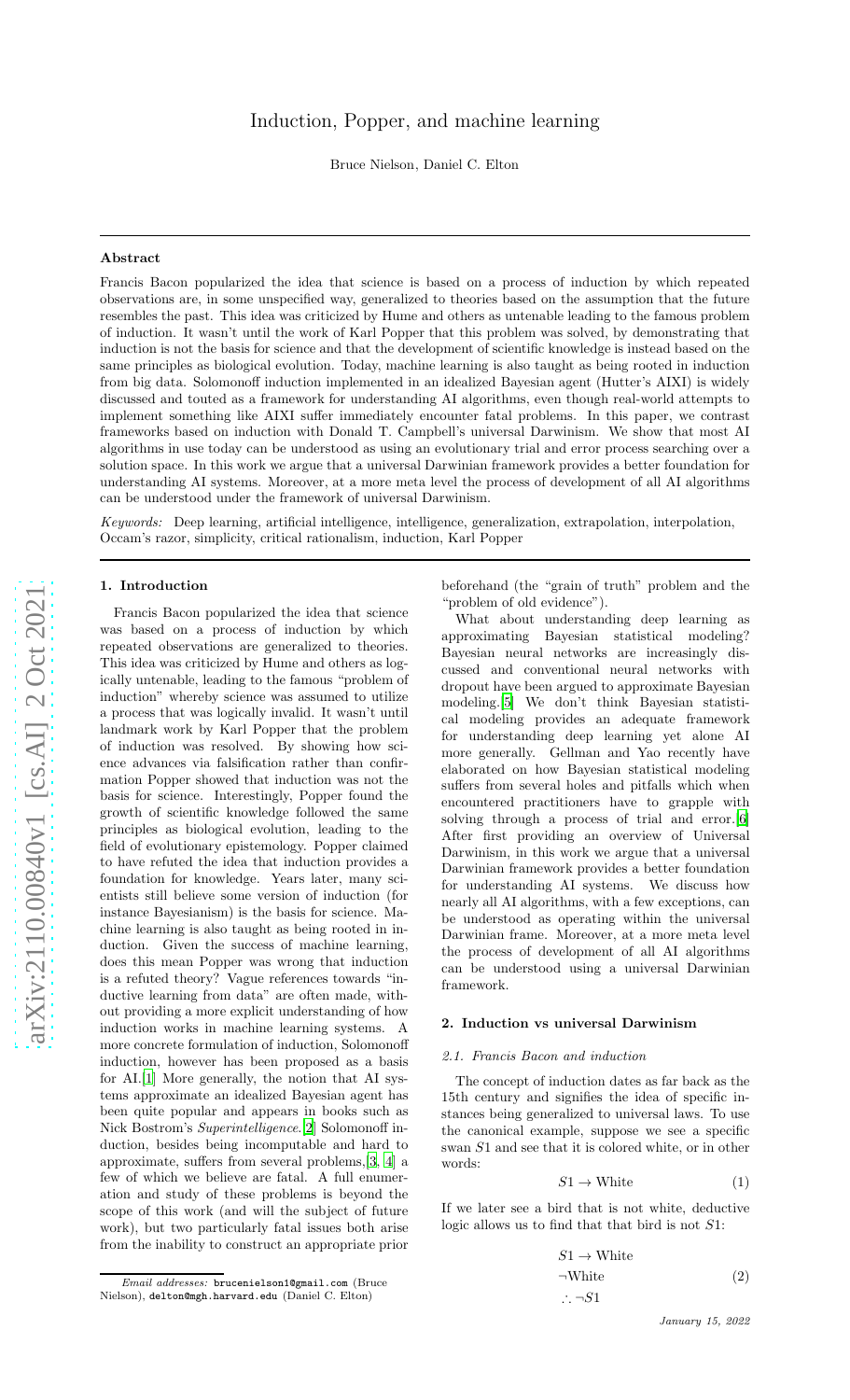# Induction, Popper, and machine learning

Bruce Nielson, Daniel C. Elton

## Abstract

Francis Bacon popularized the idea that science is based on a process of induction by which repeated observations are, in some unspecified way, generalized to theories based on the assumption that the future resembles the past. This idea was criticized by Hume and others as untenable leading to the famous problem of induction. It wasn't until the work of Karl Popper that this problem was solved, by demonstrating that induction is not the basis for science and that the development of scientific knowledge is instead based on the same principles as biological evolution. Today, machine learning is also taught as being rooted in induction from big data. Solomonoff induction implemented in an idealized Bayesian agent (Hutter's AIXI) is widely discussed and touted as a framework for understanding AI algorithms, even though real-world attempts to implement something like AIXI suffer immediately encounter fatal problems. In this paper, we contrast frameworks based on induction with Donald T. Campbell's universal Darwinism. We show that most AI algorithms in use today can be understood as using an evolutionary trial and error process searching over a solution space. In this work we argue that a universal Darwinian framework provides a better foundation for understanding AI systems. Moreover, at a more meta level the process of development of all AI algorithms can be understood under the framework of universal Darwinism.

*Keywords:* Deep learning, artificial intelligence, intelligence, generalization, extrapolation, interpolation, Occam's razor, simplicity, critical rationalism, induction, Karl Popper

## 1. Introduction

Francis Bacon popularized the idea that science was based on a process of induction by which repeated observations are generalized to theories. This idea was criticized by Hume and others as logically untenable, leading to the famous "problem of induction" whereby science was assumed to utilize a process that was logically invalid. It wasn't until landmark work by Karl Popper that the problem of induction was resolved. By showing how science advances via falsification rather than confirmation Popper showed that induction was not the basis for science. Interestingly, Popper found the growth of scientific knowledge followed the same principles as biological evolution, leading to the field of evolutionary epistemology. Popper claimed to have refuted the idea that induction provides a foundation for knowledge. Years later, many scientists still believe some version of induction (for instance Bayesianism) is the basis for science. Machine learning is also taught as being rooted in induction. Given the success of machine learning, does this mean Popper was wrong that induction is a refuted theory? Vague references towards "inductive learning from data" are often made, without providing a more explicit understanding of how induction works in machine learning systems. A more concrete formulation of induction, Solomonoff induction, however has been proposed as a basis for AI.[1] More generally, the notion that AI systems approximate an idealized Bayesian agent has been quite popular and appears in books such as Nick Bostrom's *Superintelligence*.[2] Solomonoff induction, besides being incomputable and hard to approximate, suffers from several problems,[3, 4] a few of which we believe are fatal. A full enumeration and study of these problems is beyond the scope of this work (and will the subject of future work), but two particularly fatal issues both arise from the inability to construct an appropriate prior beforehand (the "grain of truth" problem and the "problem of old evidence").

What about understanding deep learning as approximating Bayesian statistical modeling? Bayesian neural networks are increasingly discussed and conventional neural networks with dropout have been argued to approximate Bayesian modeling.[5] We don't think Bayesian statistical modeling provides an adequate framework for understanding deep learning yet alone AI more generally. Gellman and Yao recently have elaborated on how Bayesian statistical modeling suffers from several holes and pitfalls which when encountered practitioners have to grapple with solving through a process of trial and error.[6] After first providing an overview of Universal Darwinism, in this work we argue that a universal Darwinian framework provides a better foundation for understanding AI systems. We discuss how nearly all AI algorithms, with a few exceptions, can be understood as operating within the universal Darwinian frame. Moreover, at a more meta level the process of development of all AI algorithms can be understood using a universal Darwinian framework.

## 2. Induction vs universal Darwinism

### 2.1. Francis Bacon and induction

The concept of induction dates as far back as the 15th century and signifies the idea of specific instances being generalized to universal laws. To use the canonical example, suppose we see a specific swan $S1$ and see that it is colored white, or in other words:

$$S1 \rightarrow \text{White} \tag{1}$$

If we later see a bird that is not white, deductive logic allows us to find that that bird is not $S1$:

$$\begin{aligned} &S1 \rightarrow \text{White} \\ &\neg\text{White} \\ &\therefore \neg S1 \end{aligned} \tag{2}$$

*Email addresses:* brucenielson1@gmail.com (Bruce Nielson), delton@mgh.harvard.edu (Daniel C. Elton)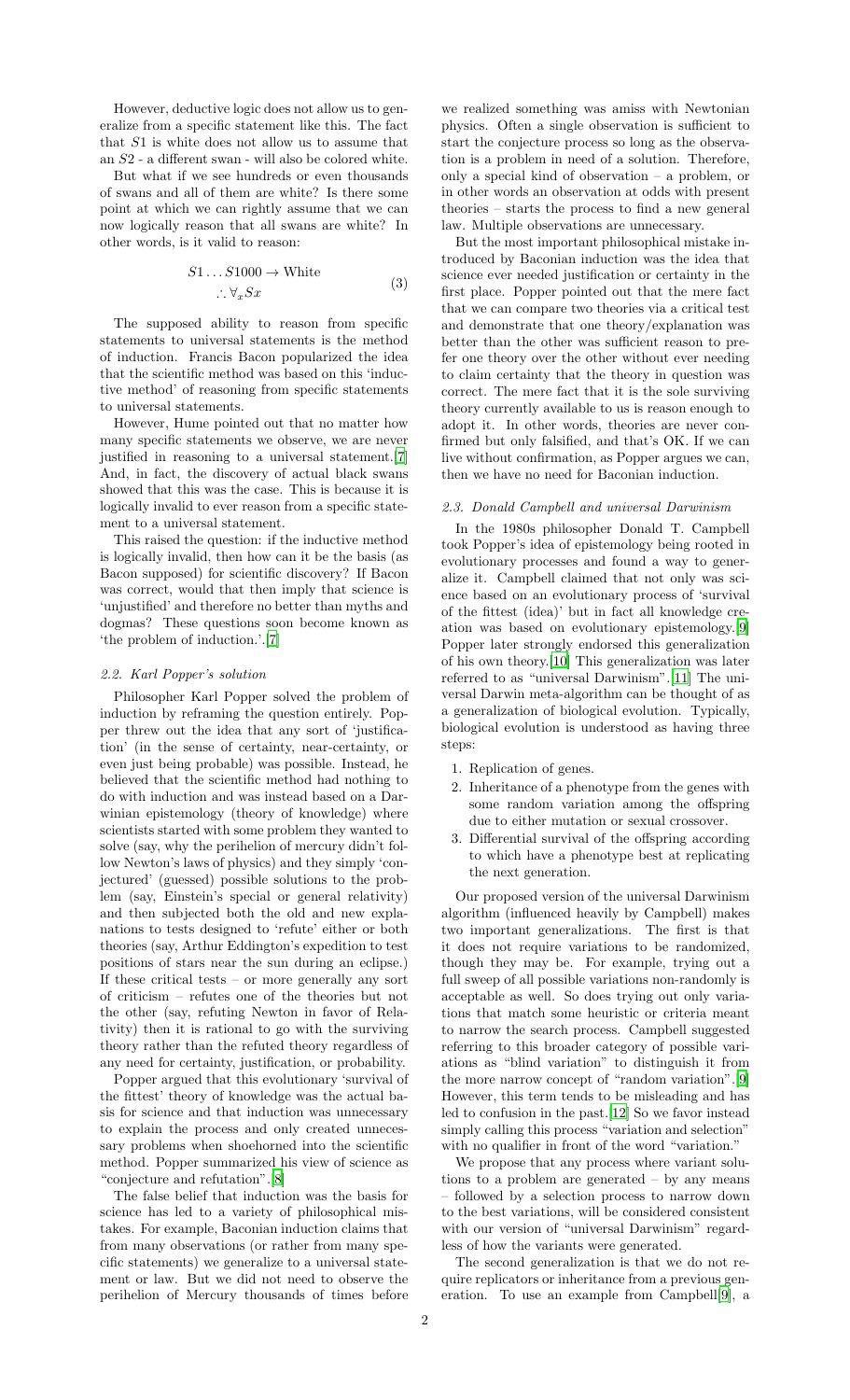However, deductive logic does not allow us to generalize from a specific statement like this. The fact that $S1$ is white does not allow us to assume that an $S2$ - a different swan - will also be colored white.

But what if we see hundreds or even thousands of swans and all of them are white? Is there some point at which we can rightly assume that we can now logically reason that all swans are white? In other words, is it valid to reason:

$$S1 \ldots S1000 \rightarrow \text{White} \\ \therefore \forall_x Sx \tag{3}$$

The supposed ability to reason from specific statements to universal statements is the method of induction. Francis Bacon popularized the idea that the scientific method was based on this 'inductive method' of reasoning from specific statements to universal statements.

However, Hume pointed out that no matter how many specific statements we observe, we are never justified in reasoning to a universal statement.[7] And, in fact, the discovery of actual black swans showed that this was the case. This is because it is logically invalid to ever reason from a specific statement to a universal statement.

This raised the question: if the inductive method is logically invalid, then how can it be the basis (as Bacon supposed) for scientific discovery? If Bacon was correct, would that then imply that science is 'unjustified' and therefore no better than myths and dogmas? These questions soon become known as 'the problem of induction.'.[7]

### *2.2. Karl Popper's solution*

Philosopher Karl Popper solved the problem of induction by reframing the question entirely. Popper threw out the idea that any sort of 'justification' (in the sense of certainty, near-certainty, or even just being probable) was possible. Instead, he believed that the scientific method had nothing to do with induction and was instead based on a Darwinian epistemology (theory of knowledge) where scientists started with some problem they wanted to solve (say, why the perihelion of mercury didn't follow Newton's laws of physics) and they simply 'conjectured' (guessed) possible solutions to the problem (say, Einstein's special or general relativity) and then subjected both the old and new explanations to tests designed to 'refute' either or both theories (say, Arthur Eddington's expedition to test positions of stars near the sun during an eclipse.) If these critical tests – or more generally any sort of criticism – refutes one of the theories but not the other (say, refuting Newton in favor of Relativity) then it is rational to go with the surviving theory rather than the refuted theory regardless of any need for certainty, justification, or probability.

Popper argued that this evolutionary 'survival of the fittest' theory of knowledge was the actual basis for science and that induction was unnecessary to explain the process and only created unnecessary problems when shoehorned into the scientific method. Popper summarized his view of science as "conjecture and refutation".[8]

The false belief that induction was the basis for science has led to a variety of philosophical mistakes. For example, Baconian induction claims that from many observations (or rather from many specific statements) we generalize to a universal statement or law. But we did not need to observe the perihelion of Mercury thousands of times before we realized something was amiss with Newtonian physics. Often a single observation is sufficient to start the conjecture process so long as the observation is a problem in need of a solution. Therefore, only a special kind of observation – a problem, or in other words an observation at odds with present theories – starts the process to find a new general law. Multiple observations are unnecessary.

But the most important philosophical mistake introduced by Baconian induction was the idea that science ever needed justification or certainty in the first place. Popper pointed out that the mere fact that we can compare two theories via a critical test and demonstrate that one theory/explanation was better than the other was sufficient reason to prefer one theory over the other without ever needing to claim certainty that the theory in question was correct. The mere fact that it is the sole surviving theory currently available to us is reason enough to adopt it. In other words, theories are never confirmed but only falsified, and that's OK. If we can live without confirmation, as Popper argues we can, then we have no need for Baconian induction.

### *2.3. Donald Campbell and universal Darwinism*

In the 1980s philosopher Donald T. Campbell took Popper's idea of epistemology being rooted in evolutionary processes and found a way to generalize it. Campbell claimed that not only was science based on an evolutionary process of 'survival of the fittest (idea)' but in fact all knowledge creation was based on evolutionary epistemology.[9] Popper later strongly endorsed this generalization of his own theory.[10] This generalization was later referred to as "universal Darwinism".[11] The universal Darwin meta-algorithm can be thought of as a generalization of biological evolution. Typically, biological evolution is understood as having three steps:

1. Replication of genes.
2. Inheritance of a phenotype from the genes with some random variation among the offspring due to either mutation or sexual crossover.
3. Differential survival of the offspring according to which have a phenotype best at replicating the next generation.

Our proposed version of the universal Darwinism algorithm (influenced heavily by Campbell) makes two important generalizations. The first is that it does not require variations to be randomized, though they may be. For example, trying out a full sweep of all possible variations non-randomly is acceptable as well. So does trying out only variations that match some heuristic or criteria meant to narrow the search process. Campbell suggested referring to this broader category of possible variations as "blind variation" to distinguish it from the more narrow concept of "random variation".[9] However, this term tends to be misleading and has led to confusion in the past.[12] So we favor instead simply calling this process "variation and selection" with no qualifier in front of the word "variation."

We propose that any process where variant solutions to a problem are generated – by any means – followed by a selection process to narrow down to the best variations, will be considered consistent with our version of "universal Darwinism" regardless of how the variants were generated.

The second generalization is that we do not require replicators or inheritance from a previous generation. To use an example from Campbell[9], a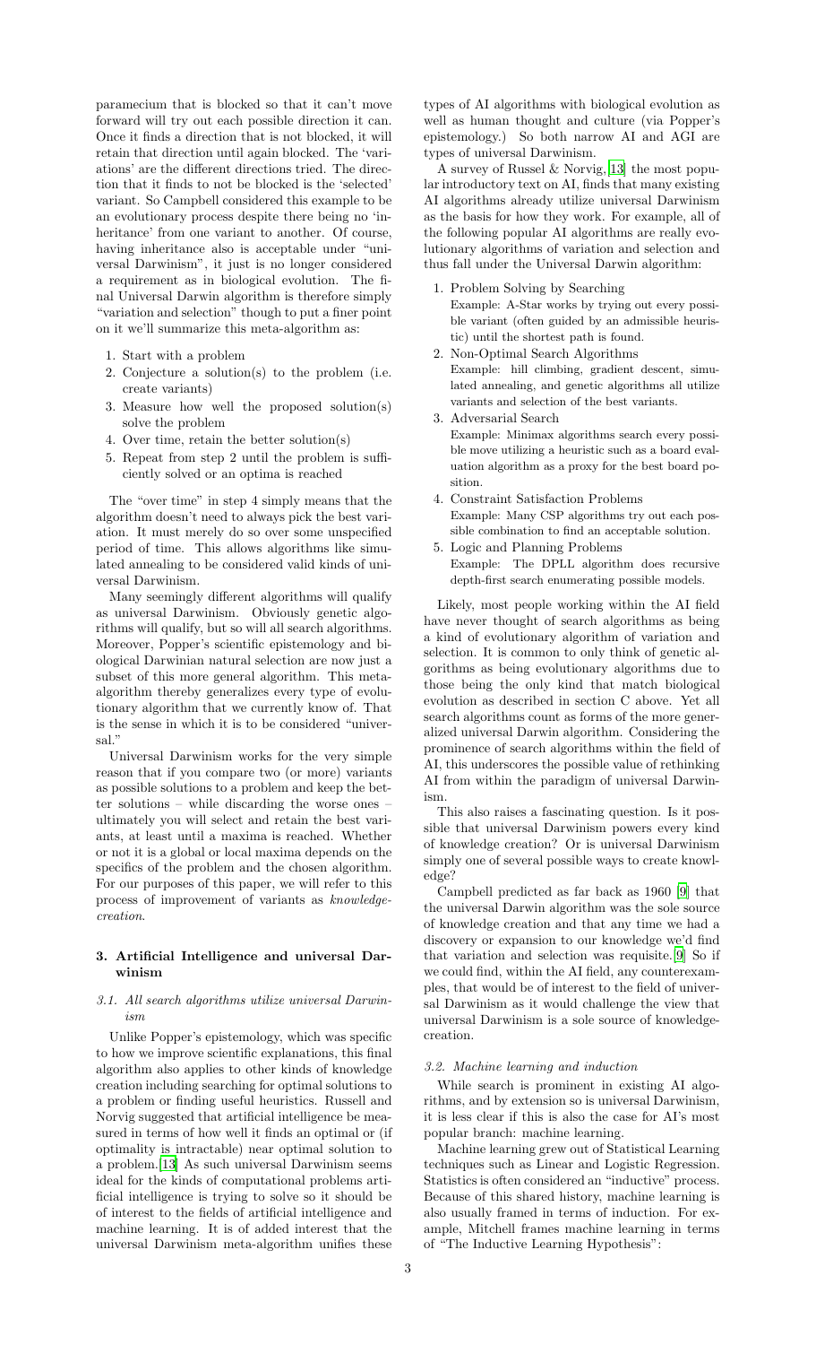paramecium that is blocked so that it can't move forward will try out each possible direction it can. Once it finds a direction that is not blocked, it will retain that direction until again blocked. The 'variations' are the different directions tried. The direction that it finds to not be blocked is the 'selected' variant. So Campbell considered this example to be an evolutionary process despite there being no 'inheritance' from one variant to another. Of course, having inheritance also is acceptable under "universal Darwinism", it just is no longer considered a requirement as in biological evolution. The final Universal Darwin algorithm is therefore simply "variation and selection" though to put a finer point on it we'll summarize this meta-algorithm as:

1. Start with a problem
2. Conjecture a solution(s) to the problem (i.e. create variants)
3. Measure how well the proposed solution(s) solve the problem
4. Over time, retain the better solution(s)
5. Repeat from step 2 until the problem is sufficiently solved or an optima is reached

The "over time" in step 4 simply means that the algorithm doesn't need to always pick the best variation. It must merely do so over some unspecified period of time. This allows algorithms like simulated annealing to be considered valid kinds of universal Darwinism.

Many seemingly different algorithms will qualify as universal Darwinism. Obviously genetic algorithms will qualify, but so will all search algorithms. Moreover, Popper's scientific epistemology and biological Darwinian natural selection are now just a subset of this more general algorithm. This meta-algorithm thereby generalizes every type of evolutionary algorithm that we currently know of. That is the sense in which it is to be considered "universal."

Universal Darwinism works for the very simple reason that if you compare two (or more) variants as possible solutions to a problem and keep the better solutions – while discarding the worse ones – ultimately you will select and retain the best variants, at least until a maxima is reached. Whether or not it is a global or local maxima depends on the specifics of the problem and the chosen algorithm. For our purposes of this paper, we will refer to this process of improvement of variants as *knowledge-creation*.

### 3. Artificial Intelligence and universal Darwinism

#### 3.1. All search algorithms utilize universal Darwinism

Unlike Popper's epistemology, which was specific to how we improve scientific explanations, this final algorithm also applies to other kinds of knowledge creation including searching for optimal solutions to a problem or finding useful heuristics. Russell and Norvig suggested that artificial intelligence be measured in terms of how well it finds an optimal or (if optimality is intractable) near optimal solution to a problem.[13] As such universal Darwinism seems ideal for the kinds of computational problems artificial intelligence is trying to solve so it should be of interest to the fields of artificial intelligence and machine learning. It is of added interest that the universal Darwinism meta-algorithm unifies these types of AI algorithms with biological evolution as well as human thought and culture (via Popper's epistemology.) So both narrow AI and AGI are types of universal Darwinism.

A survey of Russel & Norvig,[13] the most popular introductory text on AI, finds that many existing AI algorithms already utilize universal Darwinism as the basis for how they work. For example, all of the following popular AI algorithms are really evolutionary algorithms of variation and selection and thus fall under the Universal Darwin algorithm:

1. Problem Solving by Searching
   Example: A-Star works by trying out every possible variant (often guided by an admissible heuristic) until the shortest path is found.
2. Non-Optimal Search Algorithms
   Example: hill climbing, gradient descent, simulated annealing, and genetic algorithms all utilize variants and selection of the best variants.
3. Adversarial Search
   Example: Minimax algorithms search every possible move utilizing a heuristic such as a board evaluation algorithm as a proxy for the best board position.
4. Constraint Satisfaction Problems
   Example: Many CSP algorithms try out each possible combination to find an acceptable solution.
5. Logic and Planning Problems
   Example: The DPLL algorithm does recursive depth-first search enumerating possible models.

Likely, most people working within the AI field have never thought of search algorithms as being a kind of evolutionary algorithm of variation and selection. It is common to only think of genetic algorithms as being evolutionary algorithms due to those being the only kind that match biological evolution as described in section C above. Yet all search algorithms count as forms of the more generalized universal Darwin algorithm. Considering the prominence of search algorithms within the field of AI, this underscores the possible value of rethinking AI from within the paradigm of universal Darwinism.

This also raises a fascinating question. Is it possible that universal Darwinism powers every kind of knowledge creation? Or is universal Darwinism simply one of several possible ways to create knowledge?

Campbell predicted as far back as 1960 [9] that the universal Darwin algorithm was the sole source of knowledge creation and that any time we had a discovery or expansion to our knowledge we'd find that variation and selection was requisite.[9] So if we could find, within the AI field, any counterexamples, that would be of interest to the field of universal Darwinism as it would challenge the view that universal Darwinism is a sole source of knowledge-creation.

#### 3.2. Machine learning and induction

While search is prominent in existing AI algorithms, and by extension so is universal Darwinism, it is less clear if this is also the case for AI's most popular branch: machine learning.

Machine learning grew out of Statistical Learning techniques such as Linear and Logistic Regression. Statistics is often considered an "inductive" process. Because of this shared history, machine learning is also usually framed in terms of induction. For example, Mitchell frames machine learning in terms of "The Inductive Learning Hypothesis":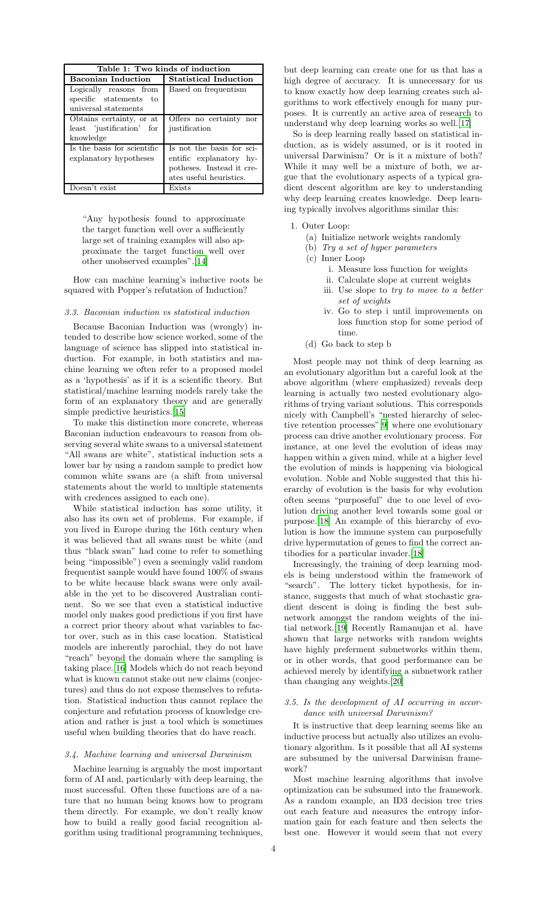| Table 1: Two kinds of induction | |
| --- | --- |
| **Baconian Induction** | **Statistical Induction** |
| Logically reasons from specific statements to universal statements | Based on frequentism |
| Obtains certainty, or at least 'justification' for knowledge | Offers no certainty nor justification |
| Is the basis for scientific explanatory hypotheses | Is not the basis for scientific explanatory hypotheses. Instead it creates useful heuristics. |
| Doesn't exist | Exists |

> "Any hypothesis found to approximate the target function well over a sufficiently large set of training examples will also approximate the target function well over other unobserved examples".[14]

How can machine learning's inductive roots be squared with Popper's refutation of Induction?

### 3.3. Baconian induction vs statistical induction

Because Baconian Induction was (wrongly) intended to describe how science worked, some of the language of science has slipped into statistical induction. For example, in both statistics and machine learning we often refer to a proposed model as a 'hypothesis' as if it is a scientific theory. But statistical/machine learning models rarely take the form of an explanatory theory and are generally simple predictive heuristics.[15]

To make this distinction more concrete, whereas Baconian induction endeavours to reason from observing several white swans to a universal statement "All swans are white", statistical induction sets a lower bar by using a random sample to predict how common white swans are (a shift from universal statements about the world to multiple statements with credences assigned to each one).

While statistical induction has some utility, it also has its own set of problems. For example, if you lived in Europe during the 16th century when it was believed that all swans must be white (and thus "black swan" had come to refer to something being "impossible") even a seemingly valid random frequentist sample would have found 100% of swans to be white because black swans were only available in the yet to be discovered Australian continent. So we see that even a statistical inductive model only makes good predictions if you first have a correct prior theory about what variables to factor over, such as in this case location. Statistical models are inherently parochial, they do not have "reach" beyond the domain where the sampling is taking place.[16] Models which do not reach beyond what is known cannot stake out new claims (conjectures) and thus do not expose themselves to refutation. Statistical induction thus cannot replace the conjecture and refutation process of knowledge creation and rather is just a tool which is sometimes useful when building theories that do have reach.

### 3.4. Machine learning and universal Darwinism

Machine learning is arguably the most important form of AI and, particularly with deep learning, the most successful. Often these functions are of a nature that no human being knows how to program them directly. For example, we don't really know how to build a really good facial recognition algorithm using traditional programming techniques, but deep learning can create one for us that has a high degree of accuracy. It is unnecessary for us to know exactly how deep learning creates such algorithms to work effectively enough for many purposes. It is currently an active area of research to understand why deep learning works so well.[17]

So is deep learning really based on statistical induction, as is widely assumed, or is it rooted in universal Darwinism? Or is it a mixture of both? While it may well be a mixture of both, we argue that the evolutionary aspects of a typical gradient descent algorithm are key to understanding why deep learning creates knowledge. Deep learning typically involves algorithms similar this:

1. Outer Loop:
   (a) Initialize network weights randomly
   (b) *Try a set of hyper parameters*
   (c) Inner Loop
      i. Measure loss function for weights
      ii. Calculate slope at current weights
      iii. Use slope to *try to move to a better set of weights*
      iv. Go to step i until improvements on loss function stop for some period of time.
   (d) Go back to step b

Most people may not think of deep learning as an evolutionary algorithm but a careful look at the above algorithm (where emphasized) reveals deep learning is actually two nested evolutionary algorithms of trying variant solutions. This corresponds nicely with Campbell's "nested hierarchy of selective retention processes"[9] where one evolutionary process can drive another evolutionary process. For instance, at one level the evolution of ideas may happen within a given mind, while at a higher level the evolution of minds is happening via biological evolution. Noble and Noble suggested that this hierarchy of evolution is the basis for why evolution often seems "purposeful" due to one level of evolution driving another level towards some goal or purpose.[18] An example of this hierarchy of evolution is how the immune system can purposefully drive hypermutation of genes to find the correct antibodies for a particular invader.[18]

Increasingly, the training of deep learning models is being understood within the framework of "search". The lottery ticket hypothesis, for instance, suggests that much of what stochastic gradient descent is doing is finding the best subnetwork amongst the random weights of the initial network.[19] Recently Ramanujan et al. have shown that large networks with random weights have highly preferment subnetworks within them, or in other words, that good performance can be achieved merely by identifying a subnetwork rather than changing any weights.[20]

### 3.5. Is the development of AI occurring in accordance with universal Darwinism?

It is instructive that deep learning seems like an inductive process but actually also utilizes an evolutionary algorithm. Is it possible that all AI systems are subsumed by the universal Darwinism framework?

Most machine learning algorithms that involve optimization can be subsumed into the framework. As a random example, an ID3 decision tree tries out each feature and measures the entropy information gain for each feature and then selects the best one. However it would seem that not every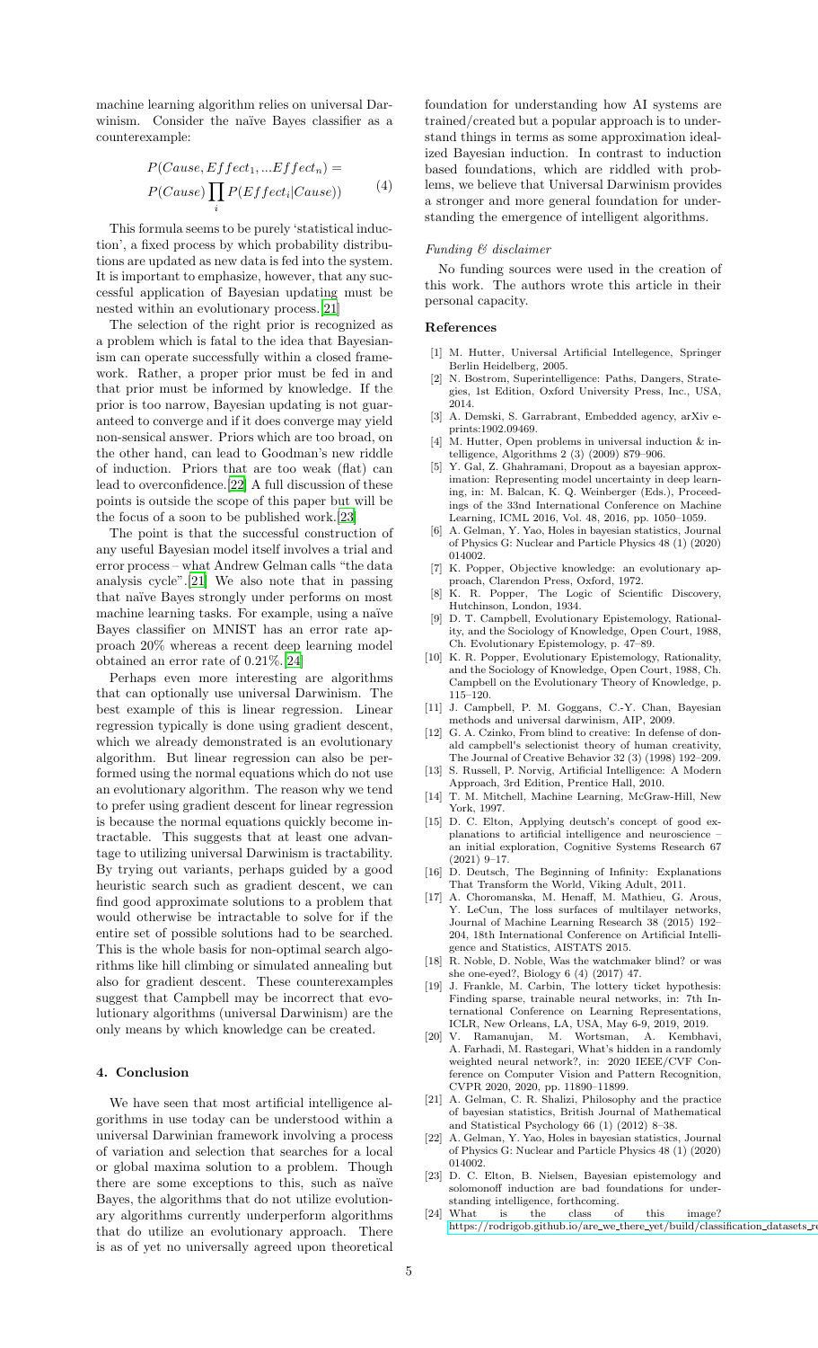machine learning algorithm relies on universal Darwinism. Consider the naïve Bayes classifier as a counterexample:

$$P(Cause, Effect_1, ...Effect_n) = P(Cause)\prod_i P(Effect_i|Cause)) \qquad (4)$$

This formula seems to be purely 'statistical induction', a fixed process by which probability distributions are updated as new data is fed into the system. It is important to emphasize, however, that any successful application of Bayesian updating must be nested within an evolutionary process.[21]

The selection of the right prior is recognized as a problem which is fatal to the idea that Bayesianism can operate successfully within a closed framework. Rather, a proper prior must be fed in and that prior must be informed by knowledge. If the prior is too narrow, Bayesian updating is not guaranteed to converge and if it does converge may yield non-sensical answer. Priors which are too broad, on the other hand, can lead to Goodman's new riddle of induction. Priors that are too weak (flat) can lead to overconfidence.[22] A full discussion of these points is outside the scope of this paper but will be the focus of a soon to be published work.[23]

The point is that the successful construction of any useful Bayesian model itself involves a trial and error process – what Andrew Gelman calls "the data analysis cycle".[21] We also note that in passing that naïve Bayes strongly under performs on most machine learning tasks. For example, using a naïve Bayes classifier on MNIST has an error rate approach 20% whereas a recent deep learning model obtained an error rate of 0.21%.[24]

Perhaps even more interesting are algorithms that can optionally use universal Darwinism. The best example of this is linear regression. Linear regression typically is done using gradient descent, which we already demonstrated is an evolutionary algorithm. But linear regression can also be performed using the normal equations which do not use an evolutionary algorithm. The reason why we tend to prefer using gradient descent for linear regression is because the normal equations quickly become intractable. This suggests that at least one advantage to utilizing universal Darwinism is tractability. By trying out variants, perhaps guided by a good heuristic search such as gradient descent, we can find good approximate solutions to a problem that would otherwise be intractable to solve for if the entire set of possible solutions had to be searched. This is the whole basis for non-optimal search algorithms like hill climbing or simulated annealing but also for gradient descent. These counterexamples suggest that Campbell may be incorrect that evolutionary algorithms (universal Darwinism) are the only means by which knowledge can be created.

## 4. Conclusion

We have seen that most artificial intelligence algorithms in use today can be understood within a universal Darwinian framework involving a process of variation and selection that searches for a local or global maxima solution to a problem. Though there are some exceptions to this, such as naïve Bayes, the algorithms that do not utilize evolutionary algorithms currently underperform algorithms that do utilize an evolutionary approach. There is as of yet no universally agreed upon theoretical foundation for understanding how AI systems are trained/created but a popular approach is to understand things in terms as some approximation idealized Bayesian induction. In contrast to induction based foundations, which are riddled with problems, we believe that Universal Darwinism provides a stronger and more general foundation for understanding the emergence of intelligent algorithms.

*Funding & disclaimer*

No funding sources were used in the creation of this work. The authors wrote this article in their personal capacity.

## References

[1] M. Hutter, Universal Artificial Intellegence, Springer Berlin Heidelberg, 2005.

[2] N. Bostrom, Superintelligence: Paths, Dangers, Strategies, 1st Edition, Oxford University Press, Inc., USA, 2014.

[3] A. Demski, S. Garrabrant, Embedded agency, arXiv e-prints:1902.09469.

[4] M. Hutter, Open problems in universal induction & intelligence, Algorithms 2 (3) (2009) 879–906.

[5] Y. Gal, Z. Ghahramani, Dropout as a bayesian approximation: Representing model uncertainty in deep learning, in: M. Balcan, K. Q. Weinberger (Eds.), Proceedings of the 33nd International Conference on Machine Learning, ICML 2016, Vol. 48, 2016, pp. 1050–1059.

[6] A. Gelman, Y. Yao, Holes in bayesian statistics, Journal of Physics G: Nuclear and Particle Physics 48 (1) (2020) 014002.

[7] K. Popper, Objective knowledge: an evolutionary approach, Clarendon Press, Oxford, 1972.

[8] K. R. Popper, The Logic of Scientific Discovery, Hutchinson, London, 1934.

[9] D. T. Campbell, Evolutionary Epistemology, Rationality, and the Sociology of Knowledge, Open Court, 1988, Ch. Evolutionary Epistemology, p. 47–89.

[10] K. R. Popper, Evolutionary Epistemology, Rationality, and the Sociology of Knowledge, Open Court, 1988, Ch. Campbell on the Evolutionary Theory of Knowledge, p. 115–120.

[11] J. Campbell, P. M. Goggans, C.-Y. Chan, Bayesian methods and universal darwinism, AIP, 2009.

[12] G. A. Czinko, From blind to creative: In defense of donald campbell's selectionist theory of human creativity, The Journal of Creative Behavior 32 (3) (1998) 192–209.

[13] S. Russell, P. Norvig, Artificial Intelligence: A Modern Approach, 3rd Edition, Prentice Hall, 2010.

[14] T. M. Mitchell, Machine Learning, McGraw-Hill, New York, 1997.

[15] D. C. Elton, Applying deutsch's concept of good explanations to artificial intelligence and neuroscience – an initial exploration, Cognitive Systems Research 67 (2021) 9–17.

[16] D. Deutsch, The Beginning of Infinity: Explanations That Transform the World, Viking Adult, 2011.

[17] A. Choromanska, M. Henaff, M. Mathieu, G. Arous, Y. LeCun, The loss surfaces of multilayer networks, Journal of Machine Learning Research 38 (2015) 192–204, 18th International Conference on Artificial Intelligence and Statistics, AISTATS 2015.

[18] R. Noble, D. Noble, Was the watchmaker blind? or was she one-eyed?, Biology 6 (4) (2017) 47.

[19] J. Frankle, M. Carbin, The lottery ticket hypothesis: Finding sparse, trainable neural networks, in: 7th International Conference on Learning Representations, ICLR, New Orleans, LA, USA, May 6-9, 2019, 2019.

[20] V. Ramanujan, M. Wortsman, A. Kembhavi, A. Farhadi, M. Rastegari, What's hidden in a randomly weighted neural network?, in: 2020 IEEE/CVF Conference on Computer Vision and Pattern Recognition, CVPR 2020, 2020, pp. 11890–11899.

[21] A. Gelman, C. R. Shalizi, Philosophy and the practice of bayesian statistics, British Journal of Mathematical and Statistical Psychology 66 (1) (2012) 8–38.

[22] A. Gelman, Y. Yao, Holes in bayesian statistics, Journal of Physics G: Nuclear and Particle Physics 48 (1) (2020) 014002.

[23] D. C. Elton, B. Nielsen, Bayesian epistemology and solomonoff induction are bad foundations for understanding intelligence, forthcoming.

[24] What is the class of this image? https://rodrigob.github.io/are_we_there_yet/build/classification_datasets_re